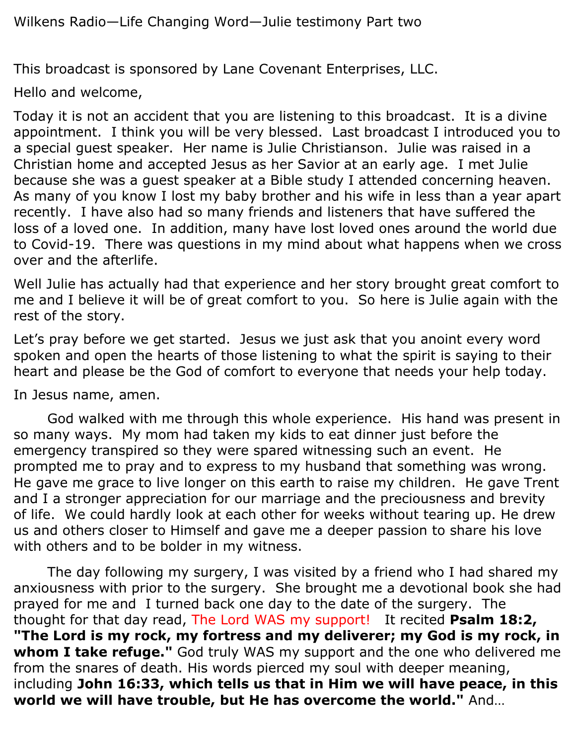Wilkens Radio—Life Changing Word—Julie testimony Part two

This broadcast is sponsored by Lane Covenant Enterprises, LLC.

Hello and welcome,

Today it is not an accident that you are listening to this broadcast. It is a divine appointment. I think you will be very blessed. Last broadcast I introduced you to a special guest speaker. Her name is Julie Christianson. Julie was raised in a Christian home and accepted Jesus as her Savior at an early age. I met Julie because she was a guest speaker at a Bible study I attended concerning heaven. As many of you know I lost my baby brother and his wife in less than a year apart recently. I have also had so many friends and listeners that have suffered the loss of a loved one. In addition, many have lost loved ones around the world due to Covid-19. There was questions in my mind about what happens when we cross over and the afterlife.

Well Julie has actually had that experience and her story brought great comfort to me and I believe it will be of great comfort to you. So here is Julie again with the rest of the story.

Let's pray before we get started. Jesus we just ask that you anoint every word spoken and open the hearts of those listening to what the spirit is saying to their heart and please be the God of comfort to everyone that needs your help today.

In Jesus name, amen.

God walked with me through this whole experience. His hand was present in so many ways. My mom had taken my kids to eat dinner just before the emergency transpired so they were spared witnessing such an event. He prompted me to pray and to express to my husband that something was wrong. He gave me grace to live longer on this earth to raise my children. He gave Trent and I a stronger appreciation for our marriage and the preciousness and brevity of life. We could hardly look at each other for weeks without tearing up. He drew us and others closer to Himself and gave me a deeper passion to share his love with others and to be bolder in my witness.

The day following my surgery, I was visited by a friend who I had shared my anxiousness with prior to the surgery. She brought me a devotional book she had prayed for me and I turned back one day to the date of the surgery. The thought for that day read, The Lord WAS my support! It recited **Psalm 18:2, "The Lord is my rock, my fortress and my deliverer; my God is my rock, in whom I take refuge."** God truly WAS my support and the one who delivered me from the snares of death. His words pierced my soul with deeper meaning, including **John 16:33, which tells us that in Him we will have peace, in this world we will have trouble, but He has overcome the world."** And…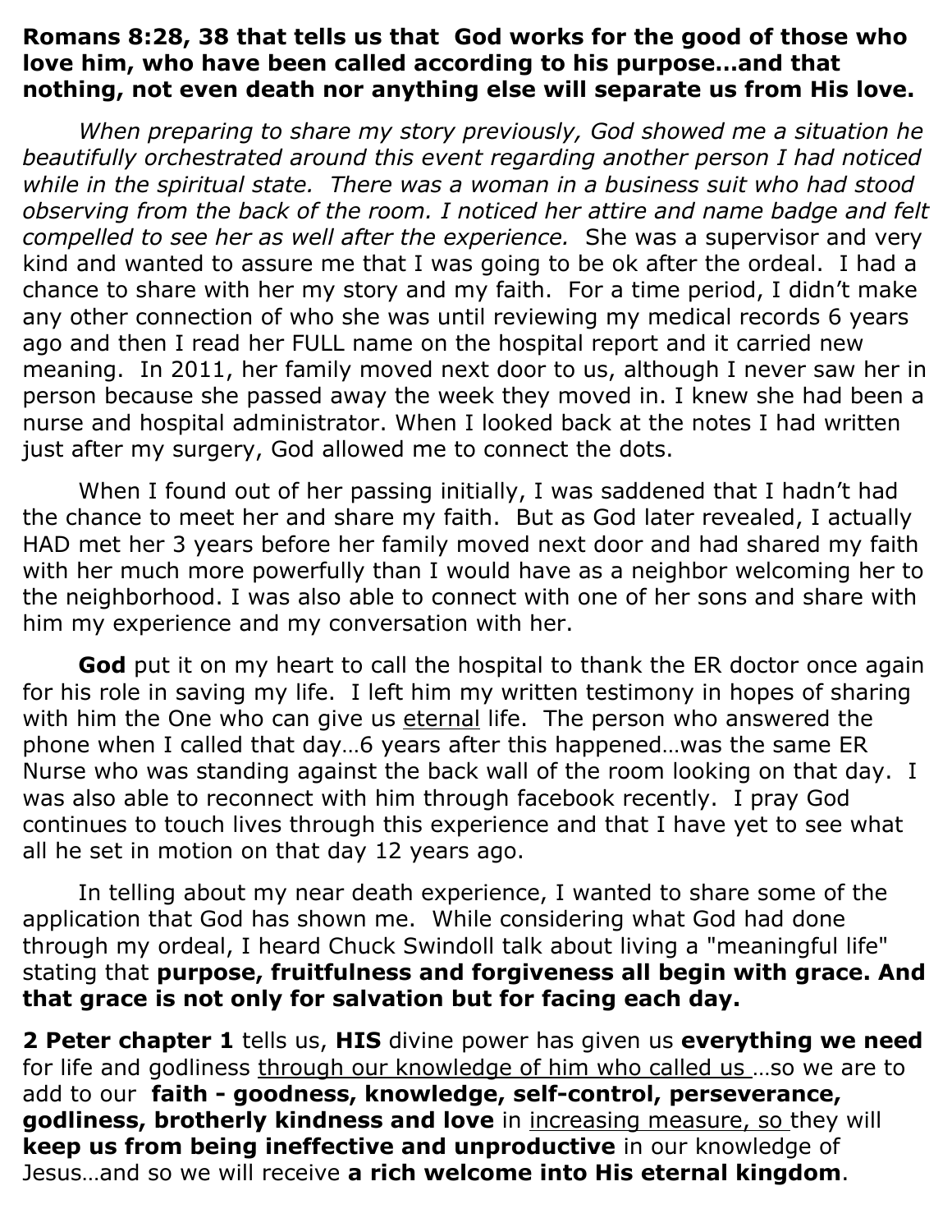**Romans 8:28, 38 that tells us that God works for the good of those who love him, who have been called according to his purpose…and that nothing, not even death nor anything else will separate us from His love.**

*When preparing to share my story previously, God showed me a situation he beautifully orchestrated around this event regarding another person I had noticed while in the spiritual state. There was a woman in a business suit who had stood observing from the back of the room. I noticed her attire and name badge and felt compelled to see her as well after the experience.* She was a supervisor and very kind and wanted to assure me that I was going to be ok after the ordeal. I had a chance to share with her my story and my faith. For a time period, I didn't make any other connection of who she was until reviewing my medical records 6 years ago and then I read her FULL name on the hospital report and it carried new meaning. In 2011, her family moved next door to us, although I never saw her in person because she passed away the week they moved in. I knew she had been a nurse and hospital administrator. When I looked back at the notes I had written just after my surgery, God allowed me to connect the dots.

When I found out of her passing initially, I was saddened that I hadn't had the chance to meet her and share my faith. But as God later revealed, I actually HAD met her 3 years before her family moved next door and had shared my faith with her much more powerfully than I would have as a neighbor welcoming her to the neighborhood. I was also able to connect with one of her sons and share with him my experience and my conversation with her.

**God** put it on my heart to call the hospital to thank the ER doctor once again for his role in saving my life. I left him my written testimony in hopes of sharing with him the One who can give us <u>eternal</u> life. The person who answered the phone when I called that day…6 years after this happened…was the same ER Nurse who was standing against the back wall of the room looking on that day. I was also able to reconnect with him through facebook recently. I pray God continues to touch lives through this experience and that I have yet to see what all he set in motion on that day 12 years ago.

In telling about my near death experience, I wanted to share some of the application that God has shown me. While considering what God had done through my ordeal, I heard Chuck Swindoll talk about living a "meaningful life" stating that **purpose, fruitfulness and forgiveness all begin with grace. And that grace is not only for salvation but for facing each day.**

**2 Peter chapter 1** tells us, **HIS** divine power has given us **everything we need** for life and godliness <u>through our knowledge of him who called us</u> …so we are to add to our **faith - goodness, knowledge, self-control, perseverance, godliness, brotherly kindness and love** in <u>increasing measure, so</u> they will **keep us from being ineffective and unproductive** in our knowledge of Jesus…and so we will receive **a rich welcome into His eternal kingdom**.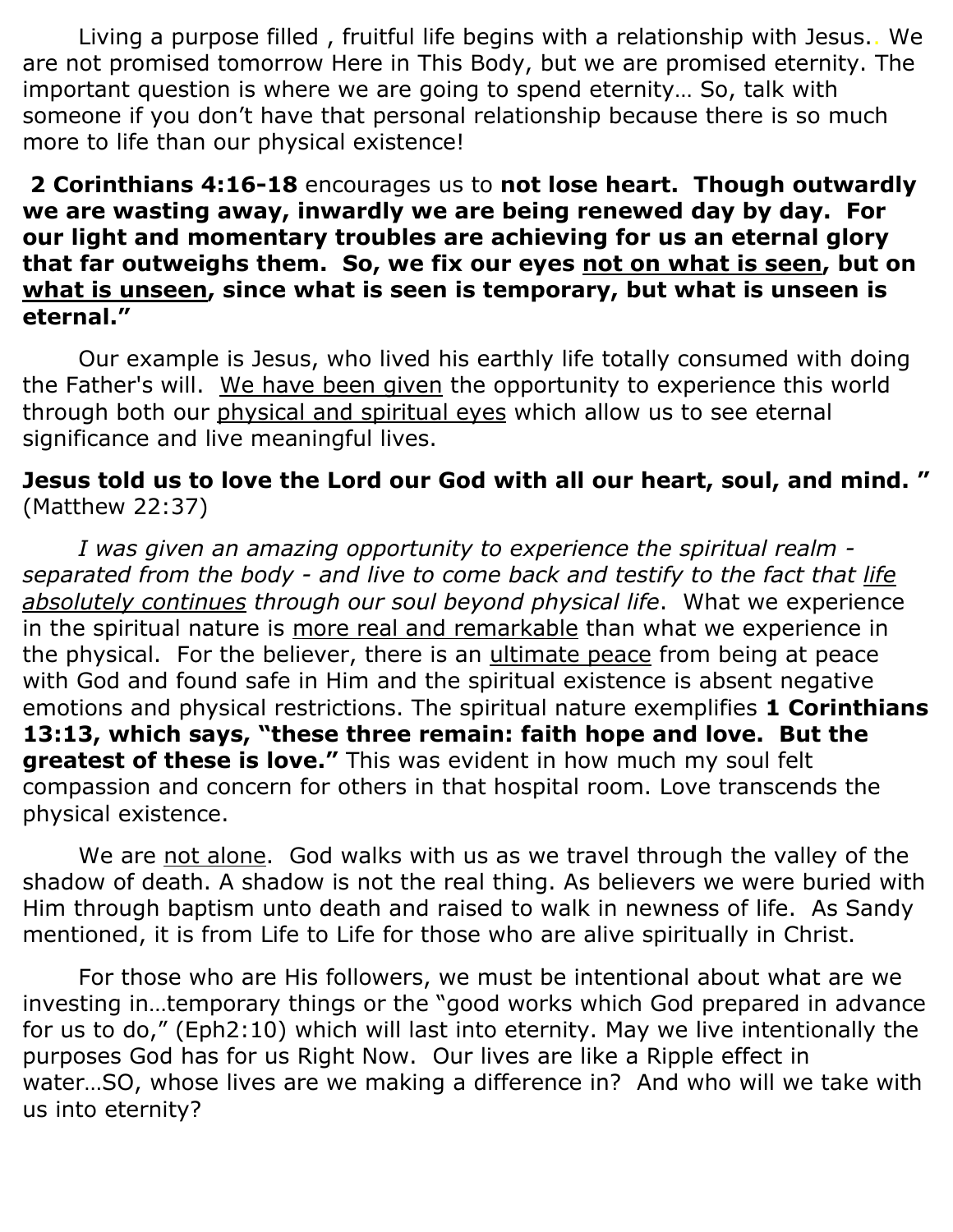Living a purpose filled , fruitful life begins with a relationship with Jesus.. We are not promised tomorrow Here in This Body, but we are promised eternity. The important question is where we are going to spend eternity… So, talk with someone if you don't have that personal relationship because there is so much more to life than our physical existence!

**2 Corinthians 4:16-18** encourages us to **not lose heart. Though outwardly we are wasting away, inwardly we are being renewed day by day. For our light and momentary troubles are achieving for us an eternal glory that far outweighs them. So, we fix our eyes <u>not on what is seen</u>, but on <u>what is unseen</u>, since what is seen is temporary, but what is unseen is eternal."**

Our example is Jesus, who lived his earthly life totally consumed with doing the Father's will. <u>We have been given</u> the opportunity to experience this world through both our <u>physical and spiritual eyes</u> which allow us to see eternal significance and live meaningful lives.

**Jesus told us to love the Lord our God with all our heart, soul, and mind. "** (Matthew 22:37)

*I was given an amazing opportunity to experience the spiritual realm - separated from the body - and live to come back and testify to the fact that <u>life absolutely continues</u> through our soul beyond physical life*. What we experience in the spiritual nature is <u>more real and remarkable</u> than what we experience in the physical. For the believer, there is an <u>ultimate peace</u> from being at peace with God and found safe in Him and the spiritual existence is absent negative emotions and physical restrictions. The spiritual nature exemplifies **1 Corinthians 13:13, which says, "these three remain: faith hope and love. But the greatest of these is love."** This was evident in how much my soul felt compassion and concern for others in that hospital room. Love transcends the physical existence.

We are <u>not alone</u>. God walks with us as we travel through the valley of the shadow of death. A shadow is not the real thing. As believers we were buried with Him through baptism unto death and raised to walk in newness of life. As Sandy mentioned, it is from Life to Life for those who are alive spiritually in Christ.

For those who are His followers, we must be intentional about what are we investing in…temporary things or the "good works which God prepared in advance for us to do," (Eph2:10) which will last into eternity. May we live intentionally the purposes God has for us Right Now. Our lives are like a Ripple effect in water…SO, whose lives are we making a difference in? And who will we take with us into eternity?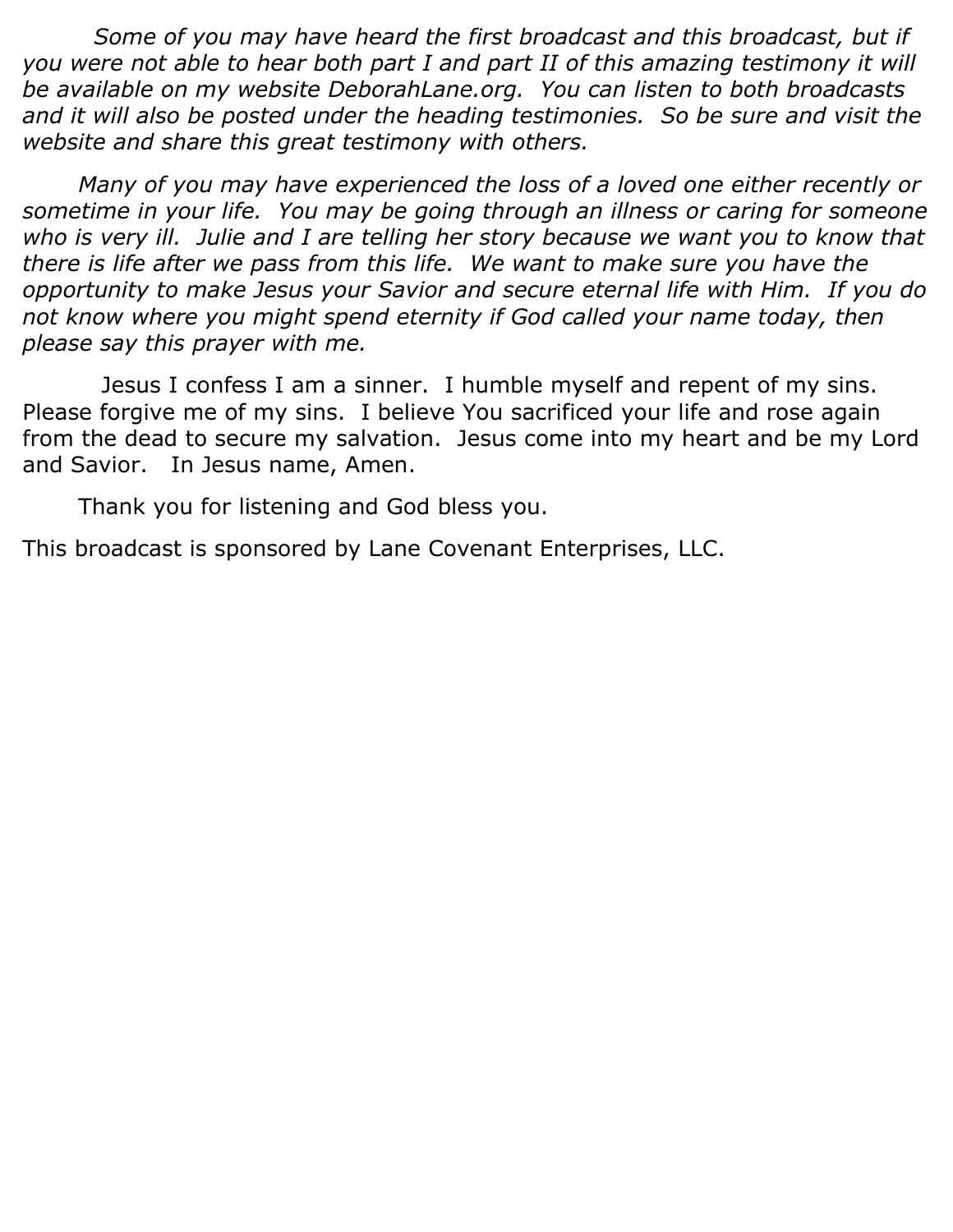*Some of you may have heard the first broadcast and this broadcast, but if you were not able to hear both part I and part II of this amazing testimony it will be available on my website DeborahLane.org. You can listen to both broadcasts and it will also be posted under the heading testimonies. So be sure and visit the website and share this great testimony with others.*

*Many of you may have experienced the loss of a loved one either recently or sometime in your life. You may be going through an illness or caring for someone who is very ill. Julie and I are telling her story because we want you to know that there is life after we pass from this life. We want to make sure you have the opportunity to make Jesus your Savior and secure eternal life with Him. If you do not know where you might spend eternity if God called your name today, then please say this prayer with me.*

Jesus I confess I am a sinner. I humble myself and repent of my sins. Please forgive me of my sins. I believe You sacrificed your life and rose again from the dead to secure my salvation. Jesus come into my heart and be my Lord and Savior. In Jesus name, Amen.

Thank you for listening and God bless you.

This broadcast is sponsored by Lane Covenant Enterprises, LLC.